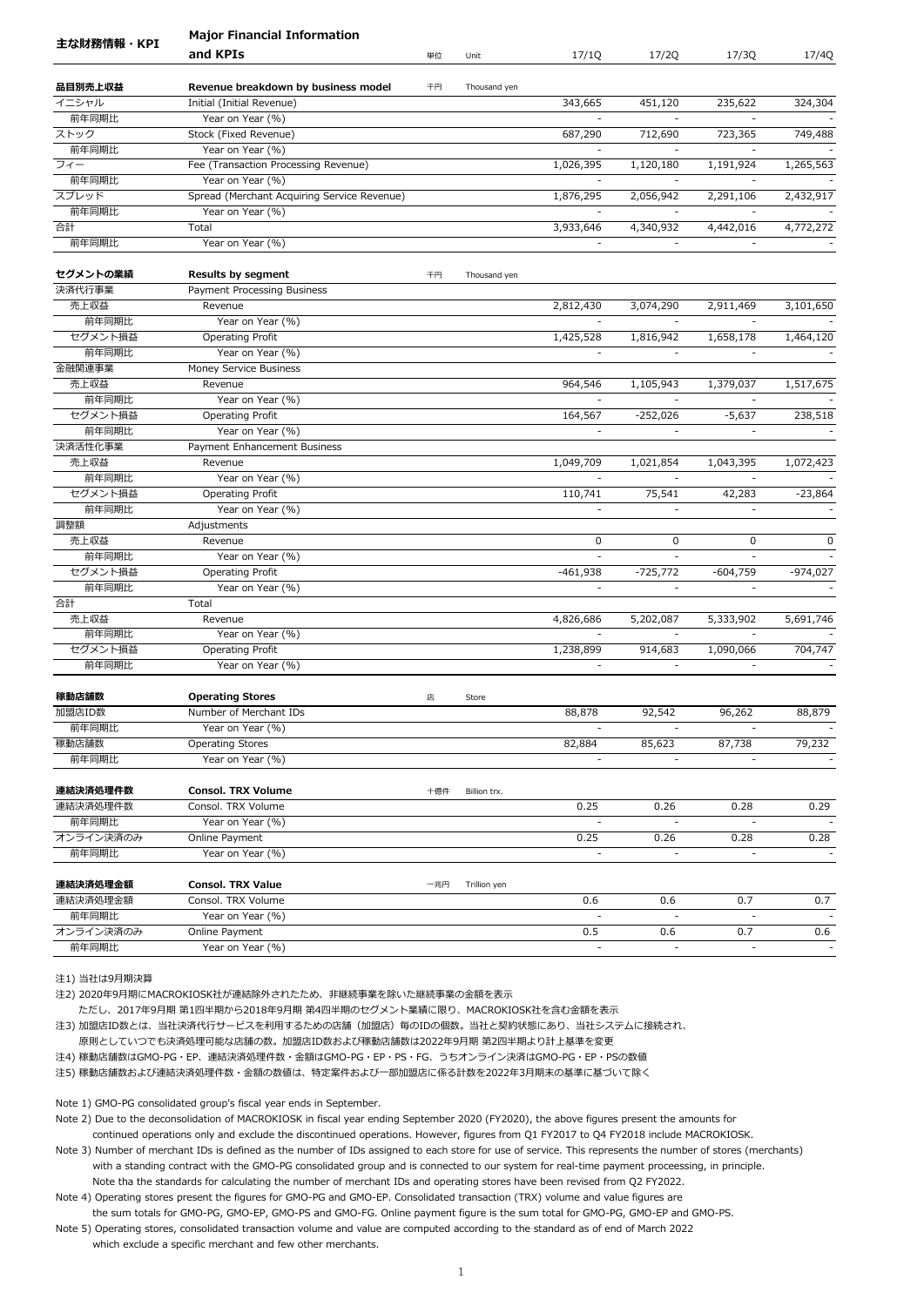| 主な財務情報・KPI | Major Financial Information and KPIs | 単位 | Unit | 17/1Q | 17/2Q | 17/3Q | 17/4Q |
|---|---|---|---|---|---|---|---|
| **品目別売上収益** | **Revenue breakdown by business model** | 千円 | Thousand yen | | | | |
| イニシャル | Initial (Initial Revenue) | | | 343,665 | 451,120 | 235,622 | 324,304 |
| 前年同期比 | Year on Year (%) | | | - | - | - | - |
| ストック | Stock (Fixed Revenue) | | | 687,290 | 712,690 | 723,365 | 749,488 |
| 前年同期比 | Year on Year (%) | | | - | - | - | - |
| フィー | Fee (Transaction Processing Revenue) | | | 1,026,395 | 1,120,180 | 1,191,924 | 1,265,563 |
| 前年同期比 | Year on Year (%) | | | - | - | - | - |
| スプレッド | Spread (Merchant Acquiring Service Revenue) | | | 1,876,295 | 2,056,942 | 2,291,106 | 2,432,917 |
| 前年同期比 | Year on Year (%) | | | - | - | - | - |
| 合計 | Total | | | 3,933,646 | 4,340,932 | 4,442,016 | 4,772,272 |
| 前年同期比 | Year on Year (%) | | | - | - | - | - |
| **セグメントの業績** | **Results by segment** | 千円 | Thousand yen | | | | |
| 決済代行事業 | Payment Processing Business | | | | | | |
| 売上収益 | Revenue | | | 2,812,430 | 3,074,290 | 2,911,469 | 3,101,650 |
| 前年同期比 | Year on Year (%) | | | - | - | - | - |
| セグメント損益 | Operating Profit | | | 1,425,528 | 1,816,942 | 1,658,178 | 1,464,120 |
| 前年同期比 | Year on Year (%) | | | - | - | - | - |
| 金融関連事業 | Money Service Business | | | | | | |
| 売上収益 | Revenue | | | 964,546 | 1,105,943 | 1,379,037 | 1,517,675 |
| 前年同期比 | Year on Year (%) | | | - | - | - | - |
| セグメント損益 | Operating Profit | | | 164,567 | -252,026 | -5,637 | 238,518 |
| 前年同期比 | Year on Year (%) | | | - | - | - | - |
| 決済活性化事業 | Payment Enhancement Business | | | | | | |
| 売上収益 | Revenue | | | 1,049,709 | 1,021,854 | 1,043,395 | 1,072,423 |
| 前年同期比 | Year on Year (%) | | | - | - | - | - |
| セグメント損益 | Operating Profit | | | 110,741 | 75,541 | 42,283 | -23,864 |
| 前年同期比 | Year on Year (%) | | | - | - | - | - |
| 調整額 | Adjustments | | | | | | |
| 売上収益 | Revenue | | | 0 | 0 | 0 | 0 |
| 前年同期比 | Year on Year (%) | | | - | - | - | - |
| セグメント損益 | Operating Profit | | | -461,938 | -725,772 | -604,759 | -974,027 |
| 前年同期比 | Year on Year (%) | | | - | - | - | - |
| 合計 | Total | | | | | | |
| 売上収益 | Revenue | | | 4,826,686 | 5,202,087 | 5,333,902 | 5,691,746 |
| 前年同期比 | Year on Year (%) | | | - | - | - | - |
| セグメント損益 | Operating Profit | | | 1,238,899 | 914,683 | 1,090,066 | 704,747 |
| 前年同期比 | Year on Year (%) | | | - | - | - | - |
| **稼動店舗数** | **Operating Stores** | 店 | Store | | | | |
| 加盟店ID数 | Number of Merchant IDs | | | 88,878 | 92,542 | 96,262 | 88,879 |
| 前年同期比 | Year on Year (%) | | | - | - | - | - |
| 稼動店舗数 | Operating Stores | | | 82,884 | 85,623 | 87,738 | 79,232 |
| 前年同期比 | Year on Year (%) | | | - | - | - | - |
| **連結決済処理件数** | **Consol. TRX Volume** | 十億件 | Billion trx. | | | | |
| 連結決済処理件数 | Consol. TRX Volume | | | 0.25 | 0.26 | 0.28 | 0.29 |
| 前年同期比 | Year on Year (%) | | | - | - | - | - |
| オンライン決済のみ | Online Payment | | | 0.25 | 0.26 | 0.28 | 0.28 |
| 前年同期比 | Year on Year (%) | | | - | - | - | - |
| **連結決済処理金額** | **Consol. TRX Value** | 一兆円 | Trillion yen | | | | |
| 連結決済処理金額 | Consol. TRX Volume | | | 0.6 | 0.6 | 0.7 | 0.7 |
| 前年同期比 | Year on Year (%) | | | - | - | - | - |
| オンライン決済のみ | Online Payment | | | 0.5 | 0.6 | 0.7 | 0.6 |
| 前年同期比 | Year on Year (%) | | | - | - | - | - |

注1) 当社は9月期決算

注2) 2020年9月期にMACROKIOSK社が連結除外されたため、非継続事業を除いた継続事業の金額を表示
　ただし、2017年9月期 第1四半期から2018年9月期 第4四半期のセグメント業績に限り、MACROKIOSK社を含む金額を表示

注3) 加盟店ID数とは、当社決済代行サービスを利用するための店舗（加盟店）毎のIDの個数。当社と契約状態にあり、当社システムに接続され、
　原則としていつでも決済処理可能な店舗の数。加盟店ID数および稼動店舗数は2022年9月期 第2四半期より計上基準を変更

注4) 稼動店舗数はGMO-PG・EP、連結決済処理件数・金額はGMO-PG・EP・PS・FG、うちオンライン決済はGMO-PG・EP・PSの数値

注5) 稼動店舗数および連結決済処理件数・金額の数値は、特定案件および一部加盟店に係る計数を2022年3月期末の基準に基づいて除く

Note 1) GMO-PG consolidated group's fiscal year ends in September.

Note 2) Due to the deconsolidation of MACROKIOSK in fiscal year ending September 2020 (FY2020), the above figures present the amounts for continued operations only and exclude the discontinued operations. However, figures from Q1 FY2017 to Q4 FY2018 include MACROKIOSK.

Note 3) Number of merchant IDs is defined as the number of IDs assigned to each store for use of service. This represents the number of stores (merchants) with a standing contract with the GMO-PG consolidated group and is connected to our system for real-time payment proceessing, in principle. Note tha the standards for calculating the number of merchant IDs and operating stores have been revised from Q2 FY2022.

Note 4) Operating stores present the figures for GMO-PG and GMO-EP. Consolidated transaction (TRX) volume and value figures are the sum totals for GMO-PG, GMO-EP, GMO-PS and GMO-FG. Online payment figure is the sum total for GMO-PG, GMO-EP and GMO-PS.

Note 5) Operating stores, consolidated transaction volume and value are computed according to the standard as of end of March 2022 which exclude a specific merchant and few other merchants.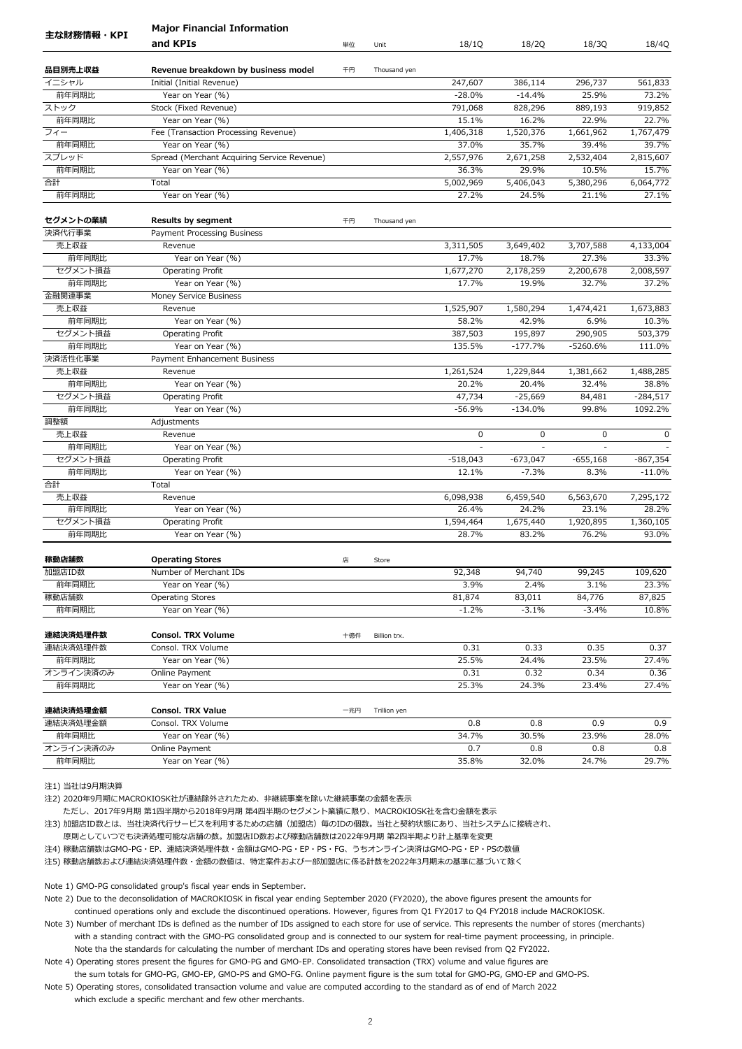| 主な財務情報・KPI | Major Financial Information and KPIs | 単位 | Unit | 18/1Q | 18/2Q | 18/3Q | 18/4Q |
|---|---|---|---|---|---|---|---|
| **品目別売上収益** | **Revenue breakdown by business model** | 千円 | Thousand yen | | | | |
| イニシャル | Initial (Initial Revenue) | | | 247,607 | 386,114 | 296,737 | 561,833 |
| 前年同期比 | Year on Year (%) | | | -28.0% | -14.4% | 25.9% | 73.2% |
| ストック | Stock (Fixed Revenue) | | | 791,068 | 828,296 | 889,193 | 919,852 |
| 前年同期比 | Year on Year (%) | | | 15.1% | 16.2% | 22.9% | 22.7% |
| フィー | Fee (Transaction Processing Revenue) | | | 1,406,318 | 1,520,376 | 1,661,962 | 1,767,479 |
| 前年同期比 | Year on Year (%) | | | 37.0% | 35.7% | 39.4% | 39.7% |
| スプレッド | Spread (Merchant Acquiring Service Revenue) | | | 2,557,976 | 2,671,258 | 2,532,404 | 2,815,607 |
| 前年同期比 | Year on Year (%) | | | 36.3% | 29.9% | 10.5% | 15.7% |
| 合計 | Total | | | 5,002,969 | 5,406,043 | 5,380,296 | 6,064,772 |
| 前年同期比 | Year on Year (%) | | | 27.2% | 24.5% | 21.1% | 27.1% |
| **セグメントの業績** | **Results by segment** | 千円 | Thousand yen | | | | |
| 決済代行事業 | Payment Processing Business | | | | | | |
| 売上収益 | Revenue | | | 3,311,505 | 3,649,402 | 3,707,588 | 4,133,004 |
| 前年同期比 | Year on Year (%) | | | 17.7% | 18.7% | 27.3% | 33.3% |
| セグメント損益 | Operating Profit | | | 1,677,270 | 2,178,259 | 2,200,678 | 2,008,597 |
| 前年同期比 | Year on Year (%) | | | 17.7% | 19.9% | 32.7% | 37.2% |
| 金融関連事業 | Money Service Business | | | | | | |
| 売上収益 | Revenue | | | 1,525,907 | 1,580,294 | 1,474,421 | 1,673,883 |
| 前年同期比 | Year on Year (%) | | | 58.2% | 42.9% | 6.9% | 10.3% |
| セグメント損益 | Operating Profit | | | 387,503 | 195,897 | 290,905 | 503,379 |
| 前年同期比 | Year on Year (%) | | | 135.5% | -177.7% | -5260.6% | 111.0% |
| 決済活性化事業 | Payment Enhancement Business | | | | | | |
| 売上収益 | Revenue | | | 1,261,524 | 1,229,844 | 1,381,662 | 1,488,285 |
| 前年同期比 | Year on Year (%) | | | 20.2% | 20.4% | 32.4% | 38.8% |
| セグメント損益 | Operating Profit | | | 47,734 | -25,669 | 84,481 | -284,517 |
| 前年同期比 | Year on Year (%) | | | -56.9% | -134.0% | 99.8% | 1092.2% |
| 調整額 | Adjustments | | | | | | |
| 売上収益 | Revenue | | | 0 | 0 | 0 | 0 |
| 前年同期比 | Year on Year (%) | | | - | - | - | - |
| セグメント損益 | Operating Profit | | | -518,043 | -673,047 | -655,168 | -867,354 |
| 前年同期比 | Year on Year (%) | | | 12.1% | -7.3% | 8.3% | -11.0% |
| 合計 | Total | | | | | | |
| 売上収益 | Revenue | | | 6,098,938 | 6,459,540 | 6,563,670 | 7,295,172 |
| 前年同期比 | Year on Year (%) | | | 26.4% | 24.2% | 23.1% | 28.2% |
| セグメント損益 | Operating Profit | | | 1,594,464 | 1,675,440 | 1,920,895 | 1,360,105 |
| 前年同期比 | Year on Year (%) | | | 28.7% | 83.2% | 76.2% | 93.0% |
| **稼動店舗数** | **Operating Stores** | 店 | Store | | | | |
| 加盟店ID数 | Number of Merchant IDs | | | 92,348 | 94,740 | 99,245 | 109,620 |
| 前年同期比 | Year on Year (%) | | | 3.9% | 2.4% | 3.1% | 23.3% |
| 稼動店舗数 | Operating Stores | | | 81,874 | 83,011 | 84,776 | 87,825 |
| 前年同期比 | Year on Year (%) | | | -1.2% | -3.1% | -3.4% | 10.8% |
| **連結決済処理件数** | **Consol. TRX Volume** | 十億件 | Billion trx. | | | | |
| 連結決済処理件数 | Consol. TRX Volume | | | 0.31 | 0.33 | 0.35 | 0.37 |
| 前年同期比 | Year on Year (%) | | | 25.5% | 24.4% | 23.5% | 27.4% |
| オンライン決済のみ | Online Payment | | | 0.31 | 0.32 | 0.34 | 0.36 |
| 前年同期比 | Year on Year (%) | | | 25.3% | 24.3% | 23.4% | 27.4% |
| **連結決済処理金額** | **Consol. TRX Value** | 一兆円 | Trillion yen | | | | |
| 連結決済処理金額 | Consol. TRX Volume | | | 0.8 | 0.8 | 0.9 | 0.9 |
| 前年同期比 | Year on Year (%) | | | 34.7% | 30.5% | 23.9% | 28.0% |
| オンライン決済のみ | Online Payment | | | 0.7 | 0.8 | 0.8 | 0.8 |
| 前年同期比 | Year on Year (%) | | | 35.8% | 32.0% | 24.7% | 29.7% |

注1) 当社は9月期決算

注2) 2020年9月期にMACROKIOSK社が連結除外されたため、非継続事業を除いた継続事業の金額を表示
ただし、2017年9月期 第1四半期から2018年9月期 第4四半期のセグメント業績に限り、MACROKIOSK社を含む金額を表示

注3) 加盟店ID数とは、当社決済代行サービスを利用するための店舗（加盟店）毎のIDの個数。当社と契約状態にあり、当社システムに接続され、
原則としていつでも決済処理可能な店舗の数。加盟店ID数および稼動店舗数は2022年9月期 第2四半期より計上基準を変更

注4) 稼動店舗数はGMO-PG・EP、連結決済処理件数・金額はGMO-PG・EP・PS・FG、うちオンライン決済はGMO-PG・EP・PSの数値

注5) 稼動店舗数および連結決済処理件数・金額の数値は、特定案件および一部加盟店に係る計数を2022年3月期末の基準に基づいて除く

Note 1) GMO-PG consolidated group's fiscal year ends in September.

Note 2) Due to the deconsolidation of MACROKIOSK in fiscal year ending September 2020 (FY2020), the above figures present the amounts for continued operations only and exclude the discontinued operations. However, figures from Q1 FY2017 to Q4 FY2018 include MACROKIOSK.

Note 3) Number of merchant IDs is defined as the number of IDs assigned to each store for use of service. This represents the number of stores (merchants) with a standing contract with the GMO-PG consolidated group and is connected to our system for real-time payment proceessing, in principle. Note tha the standards for calculating the number of merchant IDs and operating stores have been revised from Q2 FY2022.

Note 4) Operating stores present the figures for GMO-PG and GMO-EP. Consolidated transaction (TRX) volume and value figures are the sum totals for GMO-PG, GMO-EP, GMO-PS and GMO-FG. Online payment figure is the sum total for GMO-PG, GMO-EP and GMO-PS.

Note 5) Operating stores, consolidated transaction volume and value are computed according to the standard as of end of March 2022 which exclude a specific merchant and few other merchants.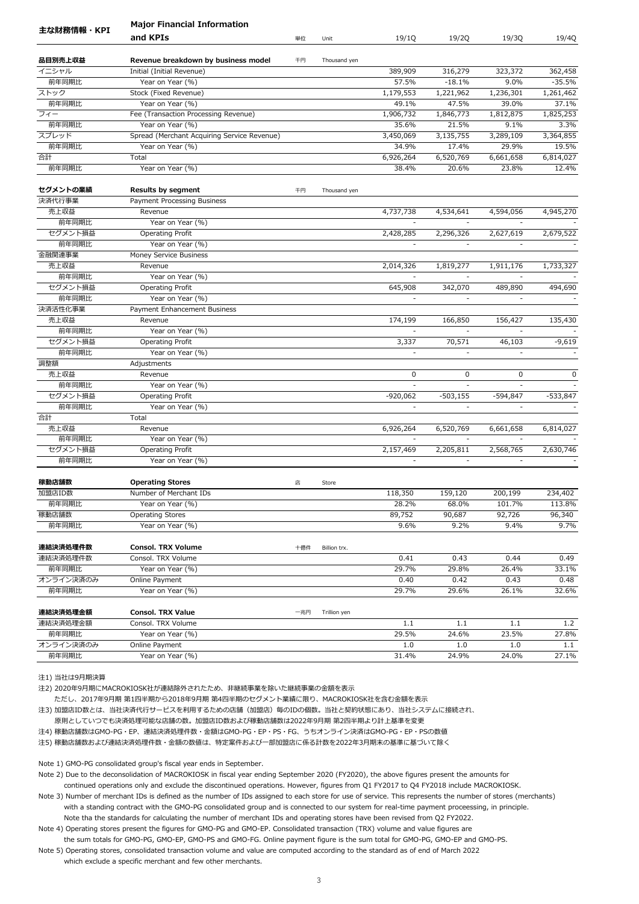| 主な財務情報・KPI | Major Financial Information and KPIs | 単位 | Unit | 19/1Q | 19/2Q | 19/3Q | 19/4Q |
|---|---|---|---|---|---|---|---|
| **品目別売上収益** | **Revenue breakdown by business model** | 千円 | Thousand yen | | | | |
| イニシャル | Initial (Initial Revenue) | | | 389,909 | 316,279 | 323,372 | 362,458 |
| 前年同期比 | Year on Year (%) | | | 57.5% | -18.1% | 9.0% | -35.5% |
| ストック | Stock (Fixed Revenue) | | | 1,179,553 | 1,221,962 | 1,236,301 | 1,261,462 |
| 前年同期比 | Year on Year (%) | | | 49.1% | 47.5% | 39.0% | 37.1% |
| フィー | Fee (Transaction Processing Revenue) | | | 1,906,732 | 1,846,773 | 1,812,875 | 1,825,253 |
| 前年同期比 | Year on Year (%) | | | 35.6% | 21.5% | 9.1% | 3.3% |
| スプレッド | Spread (Merchant Acquiring Service Revenue) | | | 3,450,069 | 3,135,755 | 3,289,109 | 3,364,855 |
| 前年同期比 | Year on Year (%) | | | 34.9% | 17.4% | 29.9% | 19.5% |
| 合計 | Total | | | 6,926,264 | 6,520,769 | 6,661,658 | 6,814,027 |
| 前年同期比 | Year on Year (%) | | | 38.4% | 20.6% | 23.8% | 12.4% |
| **セグメントの業績** | **Results by segment** | 千円 | Thousand yen | | | | |
| 決済代行事業 | Payment Processing Business | | | | | | |
| 売上収益 | Revenue | | | 4,737,738 | 4,534,641 | 4,594,056 | 4,945,270 |
| 前年同期比 | Year on Year (%) | | | - | - | - | - |
| セグメント損益 | Operating Profit | | | 2,428,285 | 2,296,326 | 2,627,619 | 2,679,522 |
| 前年同期比 | Year on Year (%) | | | - | - | - | - |
| 金融関連事業 | Money Service Business | | | | | | |
| 売上収益 | Revenue | | | 2,014,326 | 1,819,277 | 1,911,176 | 1,733,327 |
| 前年同期比 | Year on Year (%) | | | - | - | - | - |
| セグメント損益 | Operating Profit | | | 645,908 | 342,070 | 489,890 | 494,690 |
| 前年同期比 | Year on Year (%) | | | - | - | - | - |
| 決済活性化事業 | Payment Enhancement Business | | | | | | |
| 売上収益 | Revenue | | | 174,199 | 166,850 | 156,427 | 135,430 |
| 前年同期比 | Year on Year (%) | | | - | - | - | - |
| セグメント損益 | Operating Profit | | | 3,337 | 70,571 | 46,103 | -9,619 |
| 前年同期比 | Year on Year (%) | | | - | - | - | - |
| 調整額 | Adjustments | | | | | | |
| 売上収益 | Revenue | | | 0 | 0 | 0 | 0 |
| 前年同期比 | Year on Year (%) | | | - | - | - | - |
| セグメント損益 | Operating Profit | | | -920,062 | -503,155 | -594,847 | -533,847 |
| 前年同期比 | Year on Year (%) | | | - | - | - | - |
| 合計 | Total | | | | | | |
| 売上収益 | Revenue | | | 6,926,264 | 6,520,769 | 6,661,658 | 6,814,027 |
| 前年同期比 | Year on Year (%) | | | - | - | - | - |
| セグメント損益 | Operating Profit | | | 2,157,469 | 2,205,811 | 2,568,765 | 2,630,746 |
| 前年同期比 | Year on Year (%) | | | - | - | - | - |
| **稼動店舗数** | **Operating Stores** | 店 | Store | | | | |
| 加盟店ID数 | Number of Merchant IDs | | | 118,350 | 159,120 | 200,199 | 234,402 |
| 前年同期比 | Year on Year (%) | | | 28.2% | 68.0% | 101.7% | 113.8% |
| 稼動店舗数 | Operating Stores | | | 89,752 | 90,687 | 92,726 | 96,340 |
| 前年同期比 | Year on Year (%) | | | 9.6% | 9.2% | 9.4% | 9.7% |
| **連結決済処理件数** | **Consol. TRX Volume** | 十億件 | Billion trx. | | | | |
| 連結決済処理件数 | Consol. TRX Volume | | | 0.41 | 0.43 | 0.44 | 0.49 |
| 前年同期比 | Year on Year (%) | | | 29.7% | 29.8% | 26.4% | 33.1% |
| オンライン決済のみ | Online Payment | | | 0.40 | 0.42 | 0.43 | 0.48 |
| 前年同期比 | Year on Year (%) | | | 29.7% | 29.6% | 26.1% | 32.6% |
| **連結決済処理金額** | **Consol. TRX Value** | 一兆円 | Trillion yen | | | | |
| 連結決済処理金額 | Consol. TRX Volume | | | 1.1 | 1.1 | 1.1 | 1.2 |
| 前年同期比 | Year on Year (%) | | | 29.5% | 24.6% | 23.5% | 27.8% |
| オンライン決済のみ | Online Payment | | | 1.0 | 1.0 | 1.0 | 1.1 |
| 前年同期比 | Year on Year (%) | | | 31.4% | 24.9% | 24.0% | 27.1% |

注1) 当社は9月期決算

注2) 2020年9月期にMACROKIOSK社が連結除外されたため、非継続事業を除いた継続事業の金額を表示
　ただし、2017年9月期 第1四半期から2018年9月期 第4四半期のセグメント業績に限り、MACROKIOSK社を含む金額を表示

注3) 加盟店ID数とは、当社決済代行サービスを利用するための店舗（加盟店）毎のIDの個数。当社と契約状態にあり、当社システムに接続され、
　原則としていつでも決済処理可能な店舗の数。加盟店ID数および稼動店舗数は2022年9月期 第2四半期より計上基準を変更

注4) 稼動店舗数はGMO-PG・EP、連結決済処理件数・金額はGMO-PG・EP・PS・FG、うちオンライン決済はGMO-PG・EP・PSの数値

注5) 稼動店舗数および連結決済処理件数・金額の数値は、特定案件および一部加盟店に係る計数を2022年3月期末の基準に基づいて除く

Note 1) GMO-PG consolidated group's fiscal year ends in September.

Note 2) Due to the deconsolidation of MACROKIOSK in fiscal year ending September 2020 (FY2020), the above figures present the amounts for continued operations only and exclude the discontinued operations. However, figures from Q1 FY2017 to Q4 FY2018 include MACROKIOSK.

Note 3) Number of merchant IDs is defined as the number of IDs assigned to each store for use of service. This represents the number of stores (merchants) with a standing contract with the GMO-PG consolidated group and is connected to our system for real-time payment proceessing, in principle. Note tha the standards for calculating the number of merchant IDs and operating stores have been revised from Q2 FY2022.

Note 4) Operating stores present the figures for GMO-PG and GMO-EP. Consolidated transaction (TRX) volume and value figures are the sum totals for GMO-PG, GMO-EP, GMO-PS and GMO-FG. Online payment figure is the sum total for GMO-PG, GMO-EP and GMO-PS.

Note 5) Operating stores, consolidated transaction volume and value are computed according to the standard as of end of March 2022 which exclude a specific merchant and few other merchants.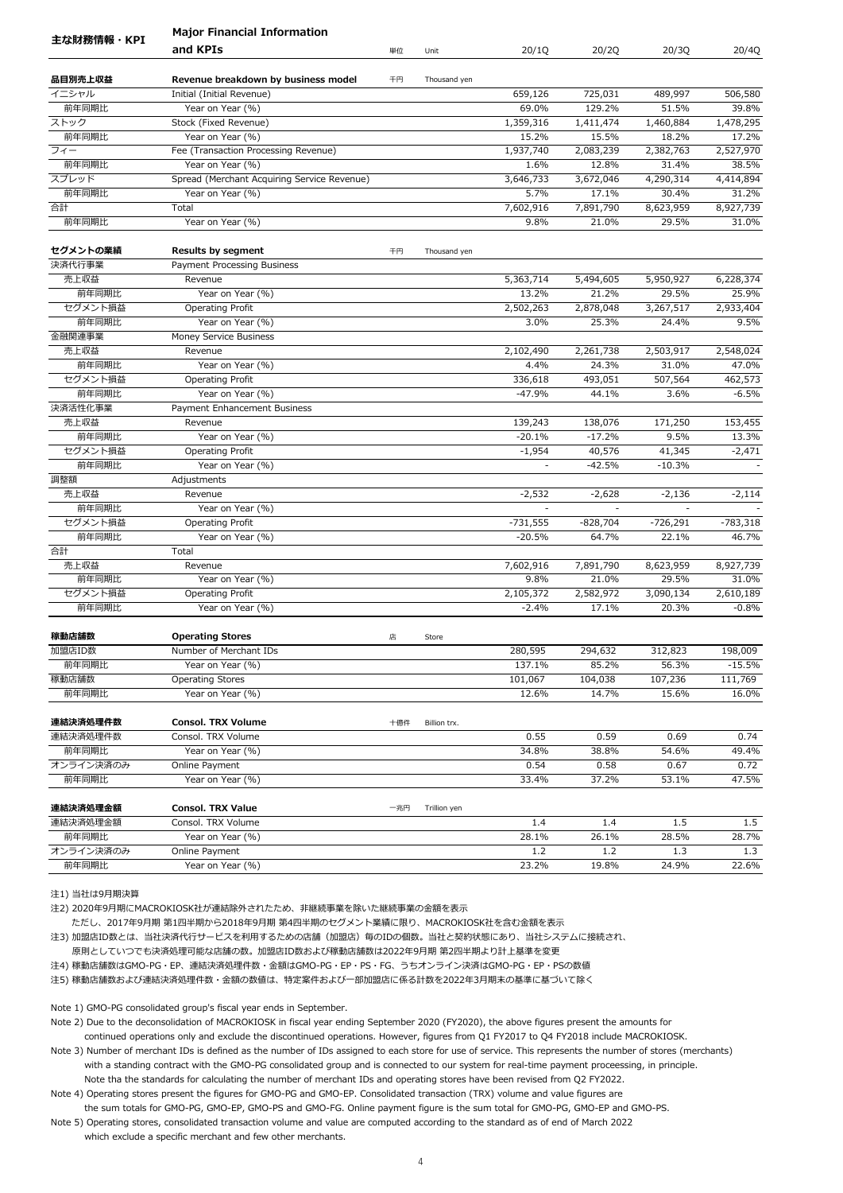| 主な財務情報・KPI | Major Financial Information and KPIs | 単位 | Unit | 20/1Q | 20/2Q | 20/3Q | 20/4Q |
|---|---|---|---|---|---|---|---|
| **品目別売上収益** | **Revenue breakdown by business model** | 千円 | Thousand yen | | | | |
| イニシャル | Initial (Initial Revenue) | | | 659,126 | 725,031 | 489,997 | 506,580 |
| 前年同期比 | Year on Year (%) | | | 69.0% | 129.2% | 51.5% | 39.8% |
| ストック | Stock (Fixed Revenue) | | | 1,359,316 | 1,411,474 | 1,460,884 | 1,478,295 |
| 前年同期比 | Year on Year (%) | | | 15.2% | 15.5% | 18.2% | 17.2% |
| フィー | Fee (Transaction Processing Revenue) | | | 1,937,740 | 2,083,239 | 2,382,763 | 2,527,970 |
| 前年同期比 | Year on Year (%) | | | 1.6% | 12.8% | 31.4% | 38.5% |
| スプレッド | Spread (Merchant Acquiring Service Revenue) | | | 3,646,733 | 3,672,046 | 4,290,314 | 4,414,894 |
| 前年同期比 | Year on Year (%) | | | 5.7% | 17.1% | 30.4% | 31.2% |
| 合計 | Total | | | 7,602,916 | 7,891,790 | 8,623,959 | 8,927,739 |
| 前年同期比 | Year on Year (%) | | | 9.8% | 21.0% | 29.5% | 31.0% |
| **セグメントの業績** | **Results by segment** | 千円 | Thousand yen | | | | |
| 決済代行事業 | Payment Processing Business | | | | | | |
| 売上収益 | Revenue | | | 5,363,714 | 5,494,605 | 5,950,927 | 6,228,374 |
| 前年同期比 | Year on Year (%) | | | 13.2% | 21.2% | 29.5% | 25.9% |
| セグメント損益 | Operating Profit | | | 2,502,263 | 2,878,048 | 3,267,517 | 2,933,404 |
| 前年同期比 | Year on Year (%) | | | 3.0% | 25.3% | 24.4% | 9.5% |
| 金融関連事業 | Money Service Business | | | | | | |
| 売上収益 | Revenue | | | 2,102,490 | 2,261,738 | 2,503,917 | 2,548,024 |
| 前年同期比 | Year on Year (%) | | | 4.4% | 24.3% | 31.0% | 47.0% |
| セグメント損益 | Operating Profit | | | 336,618 | 493,051 | 507,564 | 462,573 |
| 前年同期比 | Year on Year (%) | | | -47.9% | 44.1% | 3.6% | -6.5% |
| 決済活性化事業 | Payment Enhancement Business | | | | | | |
| 売上収益 | Revenue | | | 139,243 | 138,076 | 171,250 | 153,455 |
| 前年同期比 | Year on Year (%) | | | -20.1% | -17.2% | 9.5% | 13.3% |
| セグメント損益 | Operating Profit | | | -1,954 | 40,576 | 41,345 | -2,471 |
| 前年同期比 | Year on Year (%) | | | - | -42.5% | -10.3% | - |
| 調整額 | Adjustments | | | | | | |
| 売上収益 | Revenue | | | -2,532 | -2,628 | -2,136 | -2,114 |
| 前年同期比 | Year on Year (%) | | | - | - | - | - |
| セグメント損益 | Operating Profit | | | -731,555 | -828,704 | -726,291 | -783,318 |
| 前年同期比 | Year on Year (%) | | | -20.5% | 64.7% | 22.1% | 46.7% |
| 合計 | Total | | | | | | |
| 売上収益 | Revenue | | | 7,602,916 | 7,891,790 | 8,623,959 | 8,927,739 |
| 前年同期比 | Year on Year (%) | | | 9.8% | 21.0% | 29.5% | 31.0% |
| セグメント損益 | Operating Profit | | | 2,105,372 | 2,582,972 | 3,090,134 | 2,610,189 |
| 前年同期比 | Year on Year (%) | | | -2.4% | 17.1% | 20.3% | -0.8% |
| **稼動店舗数** | **Operating Stores** | 店 | Store | | | | |
| 加盟店ID数 | Number of Merchant IDs | | | 280,595 | 294,632 | 312,823 | 198,009 |
| 前年同期比 | Year on Year (%) | | | 137.1% | 85.2% | 56.3% | -15.5% |
| 稼動店舗数 | Operating Stores | | | 101,067 | 104,038 | 107,236 | 111,769 |
| 前年同期比 | Year on Year (%) | | | 12.6% | 14.7% | 15.6% | 16.0% |
| **連結決済処理件数** | **Consol. TRX Volume** | 十億件 | Billion trx. | | | | |
| 連結決済処理件数 | Consol. TRX Volume | | | 0.55 | 0.59 | 0.69 | 0.74 |
| 前年同期比 | Year on Year (%) | | | 34.8% | 38.8% | 54.6% | 49.4% |
| オンライン決済のみ | Online Payment | | | 0.54 | 0.58 | 0.67 | 0.72 |
| 前年同期比 | Year on Year (%) | | | 33.4% | 37.2% | 53.1% | 47.5% |
| **連結決済処理金額** | **Consol. TRX Value** | 一兆円 | Trillion yen | | | | |
| 連結決済処理金額 | Consol. TRX Volume | | | 1.4 | 1.4 | 1.5 | 1.5 |
| 前年同期比 | Year on Year (%) | | | 28.1% | 26.1% | 28.5% | 28.7% |
| オンライン決済のみ | Online Payment | | | 1.2 | 1.2 | 1.3 | 1.3 |
| 前年同期比 | Year on Year (%) | | | 23.2% | 19.8% | 24.9% | 22.6% |

注1) 当社は9月期決算

注2) 2020年9月期にMACROKIOSK社が連結除外されたため、非継続事業を除いた継続事業の金額を表示
　ただし、2017年9月期 第1四半期から2018年9月期 第4四半期のセグメント業績に限り、MACROKIOSK社を含む金額を表示

注3) 加盟店ID数とは、当社決済代行サービスを利用するための店舗（加盟店）毎のIDの個数。当社と契約状態にあり、当社システムに接続され、
　原則としていつでも決済処理可能な店舗の数。加盟店ID数および稼動店舗数は2022年9月期 第2四半期より計上基準を変更

注4) 稼動店舗数はGMO-PG・EP、連結決済処理件数・金額はGMO-PG・EP・PS・FG、うちオンライン決済はGMO-PG・EP・PSの数値

注5) 稼動店舗数および連結決済処理件数・金額の数値は、特定案件および一部加盟店に係る計数を2022年3月期末の基準に基づいて除く

Note 1) GMO-PG consolidated group's fiscal year ends in September.

Note 2) Due to the deconsolidation of MACROKIOSK in fiscal year ending September 2020 (FY2020), the above figures present the amounts for continued operations only and exclude the discontinued operations. However, figures from Q1 FY2017 to Q4 FY2018 include MACROKIOSK.

Note 3) Number of merchant IDs is defined as the number of IDs assigned to each store for use of service. This represents the number of stores (merchants) with a standing contract with the GMO-PG consolidated group and is connected to our system for real-time payment proceessing, in principle. Note tha the standards for calculating the number of merchant IDs and operating stores have been revised from Q2 FY2022.

Note 4) Operating stores present the figures for GMO-PG and GMO-EP. Consolidated transaction (TRX) volume and value figures are the sum totals for GMO-PG, GMO-EP, GMO-PS and GMO-FG. Online payment figure is the sum total for GMO-PG, GMO-EP and GMO-PS.

Note 5) Operating stores, consolidated transaction volume and value are computed according to the standard as of end of March 2022 which exclude a specific merchant and few other merchants.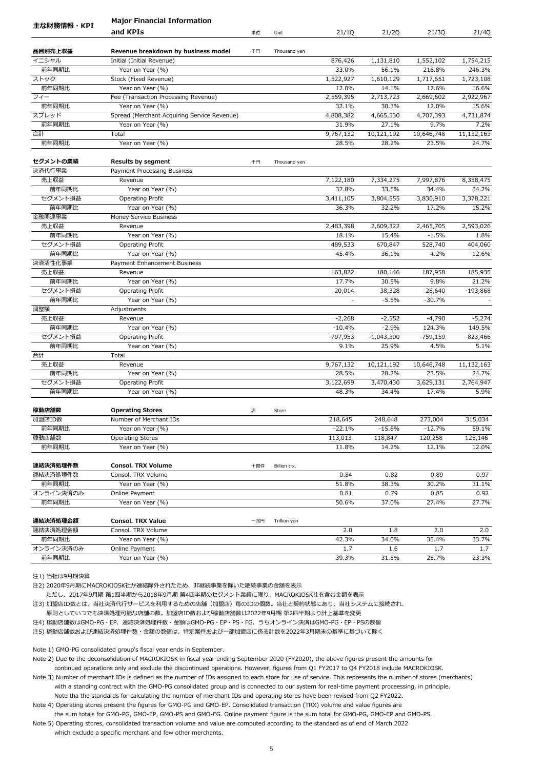| 主な財務情報・KPI | Major Financial Information and KPIs | 単位 | Unit | 21/1Q | 21/2Q | 21/3Q | 21/4Q |
|---|---|---|---|---|---|---|---|
| **品目別売上収益** | **Revenue breakdown by business model** | 千円 | Thousand yen | | | | |
| イニシャル | Initial (Initial Revenue) | | | 876,426 | 1,131,810 | 1,552,102 | 1,754,215 |
| 前年同期比 | Year on Year (%) | | | 33.0% | 56.1% | 216.8% | 246.3% |
| ストック | Stock (Fixed Revenue) | | | 1,522,927 | 1,610,129 | 1,717,651 | 1,723,108 |
| 前年同期比 | Year on Year (%) | | | 12.0% | 14.1% | 17.6% | 16.6% |
| フィー | Fee (Transaction Processing Revenue) | | | 2,559,395 | 2,713,723 | 2,669,602 | 2,922,967 |
| 前年同期比 | Year on Year (%) | | | 32.1% | 30.3% | 12.0% | 15.6% |
| スプレッド | Spread (Merchant Acquiring Service Revenue) | | | 4,808,382 | 4,665,530 | 4,707,393 | 4,731,874 |
| 前年同期比 | Year on Year (%) | | | 31.9% | 27.1% | 9.7% | 7.2% |
| 合計 | Total | | | 9,767,132 | 10,121,192 | 10,646,748 | 11,132,163 |
| 前年同期比 | Year on Year (%) | | | 28.5% | 28.2% | 23.5% | 24.7% |
| **セグメントの業績** | **Results by segment** | 千円 | Thousand yen | | | | |
| 決済代行事業 | Payment Processing Business | | | | | | |
| 売上収益 | Revenue | | | 7,122,180 | 7,334,275 | 7,997,876 | 8,358,475 |
| 前年同期比 | Year on Year (%) | | | 32.8% | 33.5% | 34.4% | 34.2% |
| セグメント損益 | Operating Profit | | | 3,411,105 | 3,804,555 | 3,830,910 | 3,378,221 |
| 前年同期比 | Year on Year (%) | | | 36.3% | 32.2% | 17.2% | 15.2% |
| 金融関連事業 | Money Service Business | | | | | | |
| 売上収益 | Revenue | | | 2,483,398 | 2,609,322 | 2,465,705 | 2,593,026 |
| 前年同期比 | Year on Year (%) | | | 18.1% | 15.4% | -1.5% | 1.8% |
| セグメント損益 | Operating Profit | | | 489,533 | 670,847 | 528,740 | 404,060 |
| 前年同期比 | Year on Year (%) | | | 45.4% | 36.1% | 4.2% | -12.6% |
| 決済活性化事業 | Payment Enhancement Business | | | | | | |
| 売上収益 | Revenue | | | 163,822 | 180,146 | 187,958 | 185,935 |
| 前年同期比 | Year on Year (%) | | | 17.7% | 30.5% | 9.8% | 21.2% |
| セグメント損益 | Operating Profit | | | 20,014 | 38,328 | 28,640 | -193,868 |
| 前年同期比 | Year on Year (%) | | | - | -5.5% | -30.7% | - |
| 調整額 | Adjustments | | | | | | |
| 売上収益 | Revenue | | | -2,268 | -2,552 | -4,790 | -5,274 |
| 前年同期比 | Year on Year (%) | | | -10.4% | -2.9% | 124.3% | 149.5% |
| セグメント損益 | Operating Profit | | | -797,953 | -1,043,300 | -759,159 | -823,466 |
| 前年同期比 | Year on Year (%) | | | 9.1% | 25.9% | 4.5% | 5.1% |
| 合計 | Total | | | | | | |
| 売上収益 | Revenue | | | 9,767,132 | 10,121,192 | 10,646,748 | 11,132,163 |
| 前年同期比 | Year on Year (%) | | | 28.5% | 28.2% | 23.5% | 24.7% |
| セグメント損益 | Operating Profit | | | 3,122,699 | 3,470,430 | 3,629,131 | 2,764,947 |
| 前年同期比 | Year on Year (%) | | | 48.3% | 34.4% | 17.4% | 5.9% |
| **稼動店舗数** | **Operating Stores** | 店 | Store | | | | |
| 加盟店ID数 | Number of Merchant IDs | | | 218,645 | 248,648 | 273,004 | 315,034 |
| 前年同期比 | Year on Year (%) | | | -22.1% | -15.6% | -12.7% | 59.1% |
| 稼動店舗数 | Operating Stores | | | 113,013 | 118,847 | 120,258 | 125,146 |
| 前年同期比 | Year on Year (%) | | | 11.8% | 14.2% | 12.1% | 12.0% |
| **連結決済処理件数** | **Consol. TRX Volume** | 十億件 | Billion trx. | | | | |
| 連結決済処理件数 | Consol. TRX Volume | | | 0.84 | 0.82 | 0.89 | 0.97 |
| 前年同期比 | Year on Year (%) | | | 51.8% | 38.3% | 30.2% | 31.1% |
| オンライン決済のみ | Online Payment | | | 0.81 | 0.79 | 0.85 | 0.92 |
| 前年同期比 | Year on Year (%) | | | 50.6% | 37.0% | 27.4% | 27.7% |
| **連結決済処理金額** | **Consol. TRX Value** | 一兆円 | Trillion yen | | | | |
| 連結決済処理金額 | Consol. TRX Volume | | | 2.0 | 1.8 | 2.0 | 2.0 |
| 前年同期比 | Year on Year (%) | | | 42.3% | 34.0% | 35.4% | 33.7% |
| オンライン決済のみ | Online Payment | | | 1.7 | 1.6 | 1.7 | 1.7 |
| 前年同期比 | Year on Year (%) | | | 39.3% | 31.5% | 25.7% | 23.3% |

注1) 当社は9月期決算

注2) 2020年9月期にMACROKIOSK社が連結除外されたため、非継続事業を除いた継続事業の金額を表示
　　ただし、2017年9月期 第1四半期から2018年9月期 第4四半期のセグメント業績に限り、MACROKIOSK社を含む金額を表示

注3) 加盟店ID数とは、当社決済代行サービスを利用するための店舗（加盟店）毎のIDの個数。当社と契約状態にあり、当社システムに接続され、
　　原則としていつでも決済処理可能な店舗の数。加盟店ID数および稼動店舗数は2022年9月期 第2四半期より計上基準を変更

注4) 稼動店舗数はGMO-PG・EP、連結決済処理件数・金額はGMO-PG・EP・PS・FG、うちオンライン決済はGMO-PG・EP・PSの数値

注5) 稼動店舗数および連結決済処理件数・金額の数値は、特定案件および一部加盟店に係る計数を2022年3月期末の基準に基づいて除く

Note 1) GMO-PG consolidated group's fiscal year ends in September.

Note 2) Due to the deconsolidation of MACROKIOSK in fiscal year ending September 2020 (FY2020), the above figures present the amounts for continued operations only and exclude the discontinued operations. However, figures from Q1 FY2017 to Q4 FY2018 include MACROKIOSK.

Note 3) Number of merchant IDs is defined as the number of IDs assigned to each store for use of service. This represents the number of stores (merchants) with a standing contract with the GMO-PG consolidated group and is connected to our system for real-time payment proceessing, in principle. Note tha the standards for calculating the number of merchant IDs and operating stores have been revised from Q2 FY2022.

Note 4) Operating stores present the figures for GMO-PG and GMO-EP. Consolidated transaction (TRX) volume and value figures are the sum totals for GMO-PG, GMO-EP, GMO-PS and GMO-FG. Online payment figure is the sum total for GMO-PG, GMO-EP and GMO-PS.

Note 5) Operating stores, consolidated transaction volume and value are computed according to the standard as of end of March 2022 which exclude a specific merchant and few other merchants.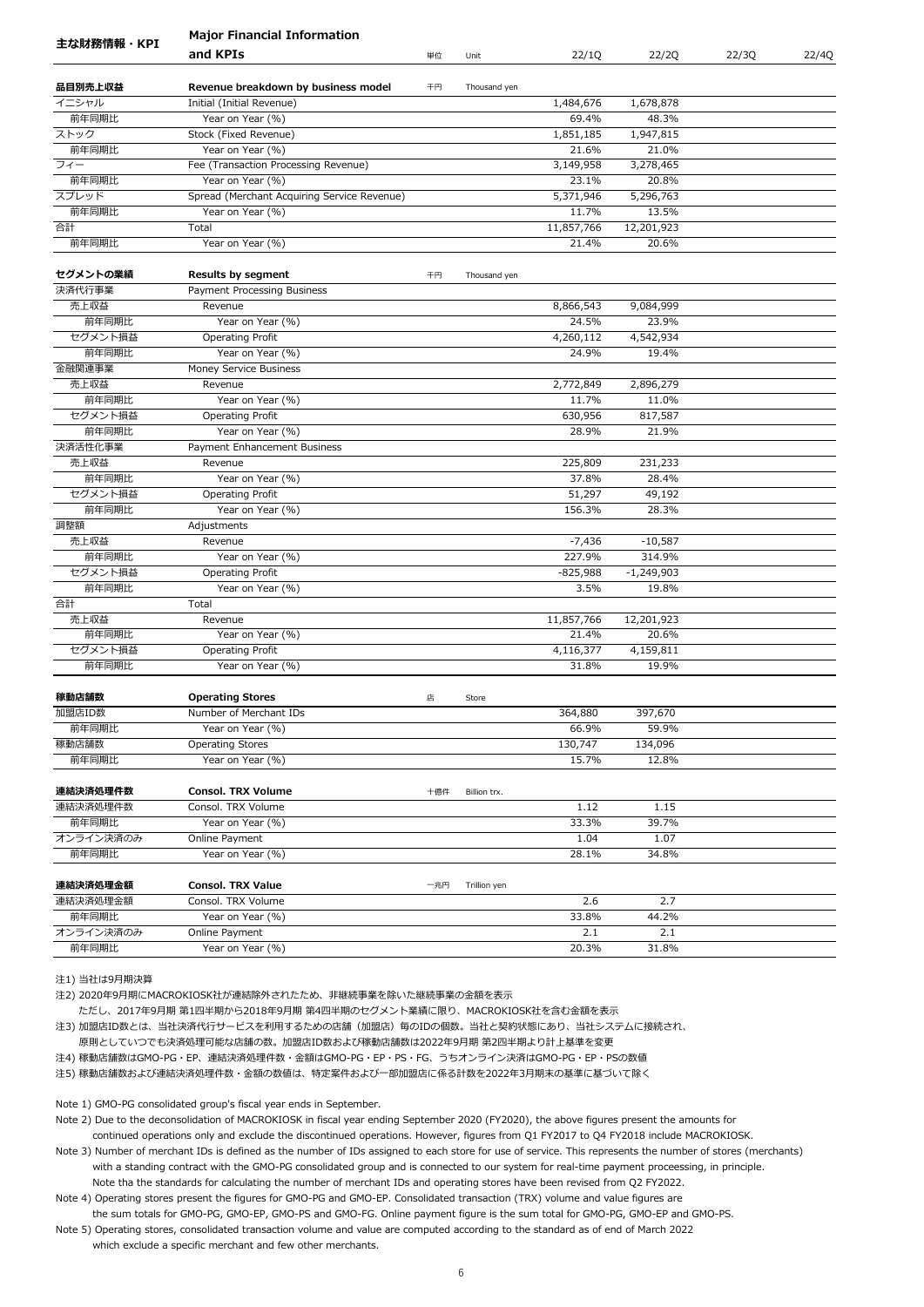| 主な財務情報・KPI | Major Financial Information and KPIs | 単位 | Unit | 22/1Q | 22/2Q | 22/3Q | 22/4Q |
|---|---|---|---|---|---|---|---|
| **品目別売上収益** | **Revenue breakdown by business model** | 千円 | Thousand yen | | | | |
| イニシャル | Initial (Initial Revenue) | | | 1,484,676 | 1,678,878 | | |
| 前年同期比 | Year on Year (%) | | | 69.4% | 48.3% | | |
| ストック | Stock (Fixed Revenue) | | | 1,851,185 | 1,947,815 | | |
| 前年同期比 | Year on Year (%) | | | 21.6% | 21.0% | | |
| フィー | Fee (Transaction Processing Revenue) | | | 3,149,958 | 3,278,465 | | |
| 前年同期比 | Year on Year (%) | | | 23.1% | 20.8% | | |
| スプレッド | Spread (Merchant Acquiring Service Revenue) | | | 5,371,946 | 5,296,763 | | |
| 前年同期比 | Year on Year (%) | | | 11.7% | 13.5% | | |
| 合計 | Total | | | 11,857,766 | 12,201,923 | | |
| 前年同期比 | Year on Year (%) | | | 21.4% | 20.6% | | |
| **セグメントの業績** | **Results by segment** | 千円 | Thousand yen | | | | |
| 決済代行事業 | Payment Processing Business | | | | | | |
| 売上収益 | Revenue | | | 8,866,543 | 9,084,999 | | |
| 前年同期比 | Year on Year (%) | | | 24.5% | 23.9% | | |
| セグメント損益 | Operating Profit | | | 4,260,112 | 4,542,934 | | |
| 前年同期比 | Year on Year (%) | | | 24.9% | 19.4% | | |
| 金融関連事業 | Money Service Business | | | | | | |
| 売上収益 | Revenue | | | 2,772,849 | 2,896,279 | | |
| 前年同期比 | Year on Year (%) | | | 11.7% | 11.0% | | |
| セグメント損益 | Operating Profit | | | 630,956 | 817,587 | | |
| 前年同期比 | Year on Year (%) | | | 28.9% | 21.9% | | |
| 決済活性化事業 | Payment Enhancement Business | | | | | | |
| 売上収益 | Revenue | | | 225,809 | 231,233 | | |
| 前年同期比 | Year on Year (%) | | | 37.8% | 28.4% | | |
| セグメント損益 | Operating Profit | | | 51,297 | 49,192 | | |
| 前年同期比 | Year on Year (%) | | | 156.3% | 28.3% | | |
| 調整額 | Adjustments | | | | | | |
| 売上収益 | Revenue | | | -7,436 | -10,587 | | |
| 前年同期比 | Year on Year (%) | | | 227.9% | 314.9% | | |
| セグメント損益 | Operating Profit | | | -825,988 | -1,249,903 | | |
| 前年同期比 | Year on Year (%) | | | 3.5% | 19.8% | | |
| 合計 | Total | | | | | | |
| 売上収益 | Revenue | | | 11,857,766 | 12,201,923 | | |
| 前年同期比 | Year on Year (%) | | | 21.4% | 20.6% | | |
| セグメント損益 | Operating Profit | | | 4,116,377 | 4,159,811 | | |
| 前年同期比 | Year on Year (%) | | | 31.8% | 19.9% | | |
| **稼動店舗数** | **Operating Stores** | 店 | Store | | | | |
| 加盟店ID数 | Number of Merchant IDs | | | 364,880 | 397,670 | | |
| 前年同期比 | Year on Year (%) | | | 66.9% | 59.9% | | |
| 稼動店舗数 | Operating Stores | | | 130,747 | 134,096 | | |
| 前年同期比 | Year on Year (%) | | | 15.7% | 12.8% | | |
| **連結決済処理件数** | **Consol. TRX Volume** | 十億件 | Billion trx. | | | | |
| 連結決済処理件数 | Consol. TRX Volume | | | 1.12 | 1.15 | | |
| 前年同期比 | Year on Year (%) | | | 33.3% | 39.7% | | |
| オンライン決済のみ | Online Payment | | | 1.04 | 1.07 | | |
| 前年同期比 | Year on Year (%) | | | 28.1% | 34.8% | | |
| **連結決済処理金額** | **Consol. TRX Value** | 一兆円 | Trillion yen | | | | |
| 連結決済処理金額 | Consol. TRX Volume | | | 2.6 | 2.7 | | |
| 前年同期比 | Year on Year (%) | | | 33.8% | 44.2% | | |
| オンライン決済のみ | Online Payment | | | 2.1 | 2.1 | | |
| 前年同期比 | Year on Year (%) | | | 20.3% | 31.8% | | |

注1) 当社は9月期決算

注2) 2020年9月期にMACROKIOSK社が連結除外されたため、非継続事業を除いた継続事業の金額を表示
　　ただし、2017年9月期 第1四半期から2018年9月期 第4四半期のセグメント業績に限り、MACROKIOSK社を含む金額を表示

注3) 加盟店ID数とは、当社決済代行サービスを利用するための店舗（加盟店）毎のIDの個数。当社と契約状態にあり、当社システムに接続され、
　　原則としていつでも決済処理可能な店舗の数。加盟店ID数および稼動店舗数は2022年9月期 第2四半期より計上基準を変更

注4) 稼動店舗数はGMO-PG・EP、連結決済処理件数・金額はGMO-PG・EP・PS・FG、うちオンライン決済はGMO-PG・EP・PSの数値

注5) 稼動店舗数および連結決済処理件数・金額の数値は、特定案件および一部加盟店に係る計数を2022年3月期末の基準に基づいて除く

Note 1) GMO-PG consolidated group's fiscal year ends in September.

Note 2) Due to the deconsolidation of MACROKIOSK in fiscal year ending September 2020 (FY2020), the above figures present the amounts for continued operations only and exclude the discontinued operations. However, figures from Q1 FY2017 to Q4 FY2018 include MACROKIOSK.

Note 3) Number of merchant IDs is defined as the number of IDs assigned to each store for use of service. This represents the number of stores (merchants) with a standing contract with the GMO-PG consolidated group and is connected to our system for real-time payment proceessing, in principle. Note tha the standards for calculating the number of merchant IDs and operating stores have been revised from Q2 FY2022.

Note 4) Operating stores present the figures for GMO-PG and GMO-EP. Consolidated transaction (TRX) volume and value figures are the sum totals for GMO-PG, GMO-EP, GMO-PS and GMO-FG. Online payment figure is the sum total for GMO-PG, GMO-EP and GMO-PS.

Note 5) Operating stores, consolidated transaction volume and value are computed according to the standard as of end of March 2022 which exclude a specific merchant and few other merchants.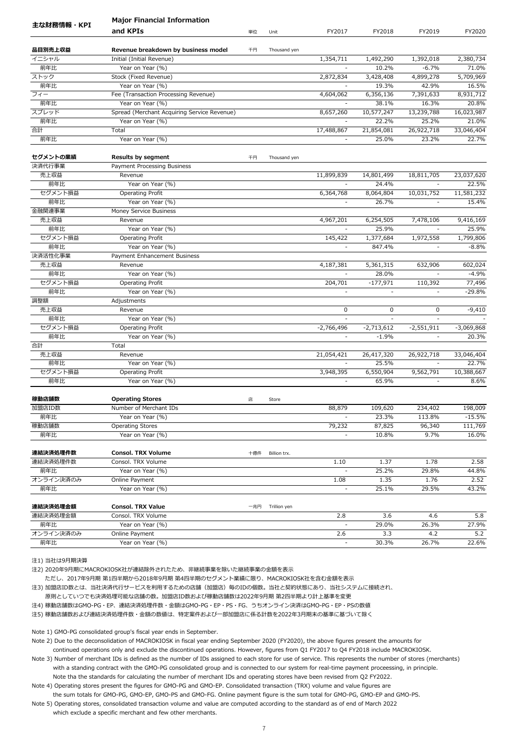| 主な財務情報・KPI | Major Financial Information and KPIs | 単位 | Unit | FY2017 | FY2018 | FY2019 | FY2020 |
|---|---|---|---|---|---|---|---|
| **品目別売上収益** | **Revenue breakdown by business model** | 千円 | Thousand yen | | | | |
| イニシャル | Initial (Initial Revenue) | | | 1,354,711 | 1,492,290 | 1,392,018 | 2,380,734 |
| 前年比 | Year on Year (%) | | | - | 10.2% | -6.7% | 71.0% |
| ストック | Stock (Fixed Revenue) | | | 2,872,834 | 3,428,408 | 4,899,278 | 5,709,969 |
| 前年比 | Year on Year (%) | | | - | 19.3% | 42.9% | 16.5% |
| フィー | Fee (Transaction Processing Revenue) | | | 4,604,062 | 6,356,136 | 7,391,633 | 8,931,712 |
| 前年比 | Year on Year (%) | | | - | 38.1% | 16.3% | 20.8% |
| スプレッド | Spread (Merchant Acquiring Service Revenue) | | | 8,657,260 | 10,577,247 | 13,239,788 | 16,023,987 |
| 前年比 | Year on Year (%) | | | - | 22.2% | 25.2% | 21.0% |
| 合計 | Total | | | 17,488,867 | 21,854,081 | 26,922,718 | 33,046,404 |
| 前年比 | Year on Year (%) | | | - | 25.0% | 23.2% | 22.7% |
| **セグメントの業績** | **Results by segment** | 千円 | Thousand yen | | | | |
| 決済代行事業 | Payment Processing Business | | | | | | |
| 売上収益 | Revenue | | | 11,899,839 | 14,801,499 | 18,811,705 | 23,037,620 |
| 前年比 | Year on Year (%) | | | - | 24.4% | - | 22.5% |
| セグメント損益 | Operating Profit | | | 6,364,768 | 8,064,804 | 10,031,752 | 11,581,232 |
| 前年比 | Year on Year (%) | | | - | 26.7% | - | 15.4% |
| 金融関連事業 | Money Service Business | | | | | | |
| 売上収益 | Revenue | | | 4,967,201 | 6,254,505 | 7,478,106 | 9,416,169 |
| 前年比 | Year on Year (%) | | | - | 25.9% | - | 25.9% |
| セグメント損益 | Operating Profit | | | 145,422 | 1,377,684 | 1,972,558 | 1,799,806 |
| 前年比 | Year on Year (%) | | | - | 847.4% | - | -8.8% |
| 決済活性化事業 | Payment Enhancement Business | | | | | | |
| 売上収益 | Revenue | | | 4,187,381 | 5,361,315 | 632,906 | 602,024 |
| 前年比 | Year on Year (%) | | | - | 28.0% | - | -4.9% |
| セグメント損益 | Operating Profit | | | 204,701 | -177,971 | 110,392 | 77,496 |
| 前年比 | Year on Year (%) | | | - | - | - | -29.8% |
| 調整額 | Adjustments | | | | | | |
| 売上収益 | Revenue | | | 0 | 0 | 0 | -9,410 |
| 前年比 | Year on Year (%) | | | - | - | - | - |
| セグメント損益 | Operating Profit | | | -2,766,496 | -2,713,612 | -2,551,911 | -3,069,868 |
| 前年比 | Year on Year (%) | | | - | -1.9% | - | 20.3% |
| 合計 | Total | | | | | | |
| 売上収益 | Revenue | | | 21,054,421 | 26,417,320 | 26,922,718 | 33,046,404 |
| 前年比 | Year on Year (%) | | | - | 25.5% | - | 22.7% |
| セグメント損益 | Operating Profit | | | 3,948,395 | 6,550,904 | 9,562,791 | 10,388,667 |
| 前年比 | Year on Year (%) | | | - | 65.9% | - | 8.6% |
| **稼動店舗数** | **Operating Stores** | 店 | Store | | | | |
| 加盟店ID数 | Number of Merchant IDs | | | 88,879 | 109,620 | 234,402 | 198,009 |
| 前年比 | Year on Year (%) | | | - | 23.3% | 113.8% | -15.5% |
| 稼動店舗数 | Operating Stores | | | 79,232 | 87,825 | 96,340 | 111,769 |
| 前年比 | Year on Year (%) | | | - | 10.8% | 9.7% | 16.0% |
| **連結決済処理件数** | **Consol. TRX Volume** | 十億件 | Billion trx. | | | | |
| 連結決済処理件数 | Consol. TRX Volume | | | 1.10 | 1.37 | 1.78 | 2.58 |
| 前年比 | Year on Year (%) | | | - | 25.2% | 29.8% | 44.8% |
| オンライン決済のみ | Online Payment | | | 1.08 | 1.35 | 1.76 | 2.52 |
| 前年比 | Year on Year (%) | | | - | 25.1% | 29.5% | 43.2% |
| **連結決済処理金額** | **Consol. TRX Value** | 一兆円 | Trillion yen | | | | |
| 連結決済処理金額 | Consol. TRX Volume | | | 2.8 | 3.6 | 4.6 | 5.8 |
| 前年比 | Year on Year (%) | | | - | 29.0% | 26.3% | 27.9% |
| オンライン決済のみ | Online Payment | | | 2.6 | 3.3 | 4.2 | 5.2 |
| 前年比 | Year on Year (%) | | | - | 30.3% | 26.7% | 22.6% |

注1) 当社は9月期決算

注2) 2020年9月期にMACROKIOSK社が連結除外されたため、非継続事業を除いた継続事業の金額を表示
ただし、2017年9月期 第1四半期から2018年9月期 第4四半期のセグメント業績に限り、MACROKIOSK社を含む金額を表示

注3) 加盟店ID数とは、当社決済代行サービスを利用するための店舗（加盟店）毎のIDの個数。当社と契約状態にあり、当社システムに接続され、
原則としていつでも決済処理可能な店舗の数。加盟店ID数および稼動店舗数は2022年9月期 第2四半期より計上基準を変更

注4) 稼動店舗数はGMO-PG・EP、連結決済処理件数・金額はGMO-PG・EP・PS・FG、うちオンライン決済はGMO-PG・EP・PSの数値

注5) 稼動店舗数および連結決済処理件数・金額の数値は、特定案件および一部加盟店に係る計数を2022年3月期末の基準に基づいて除く

Note 1) GMO-PG consolidated group's fiscal year ends in September.

Note 2) Due to the deconsolidation of MACROKIOSK in fiscal year ending September 2020 (FY2020), the above figures present the amounts for continued operations only and exclude the discontinued operations. However, figures from Q1 FY2017 to Q4 FY2018 include MACROKIOSK.

Note 3) Number of merchant IDs is defined as the number of IDs assigned to each store for use of service. This represents the number of stores (merchants) with a standing contract with the GMO-PG consolidated group and is connected to our system for real-time payment proceessing, in principle. Note tha the standards for calculating the number of merchant IDs and operating stores have been revised from Q2 FY2022.

Note 4) Operating stores present the figures for GMO-PG and GMO-EP. Consolidated transaction (TRX) volume and value figures are the sum totals for GMO-PG, GMO-EP, GMO-PS and GMO-FG. Online payment figure is the sum total for GMO-PG, GMO-EP and GMO-PS.

Note 5) Operating stores, consolidated transaction volume and value are computed according to the standard as of end of March 2022 which exclude a specific merchant and few other merchants.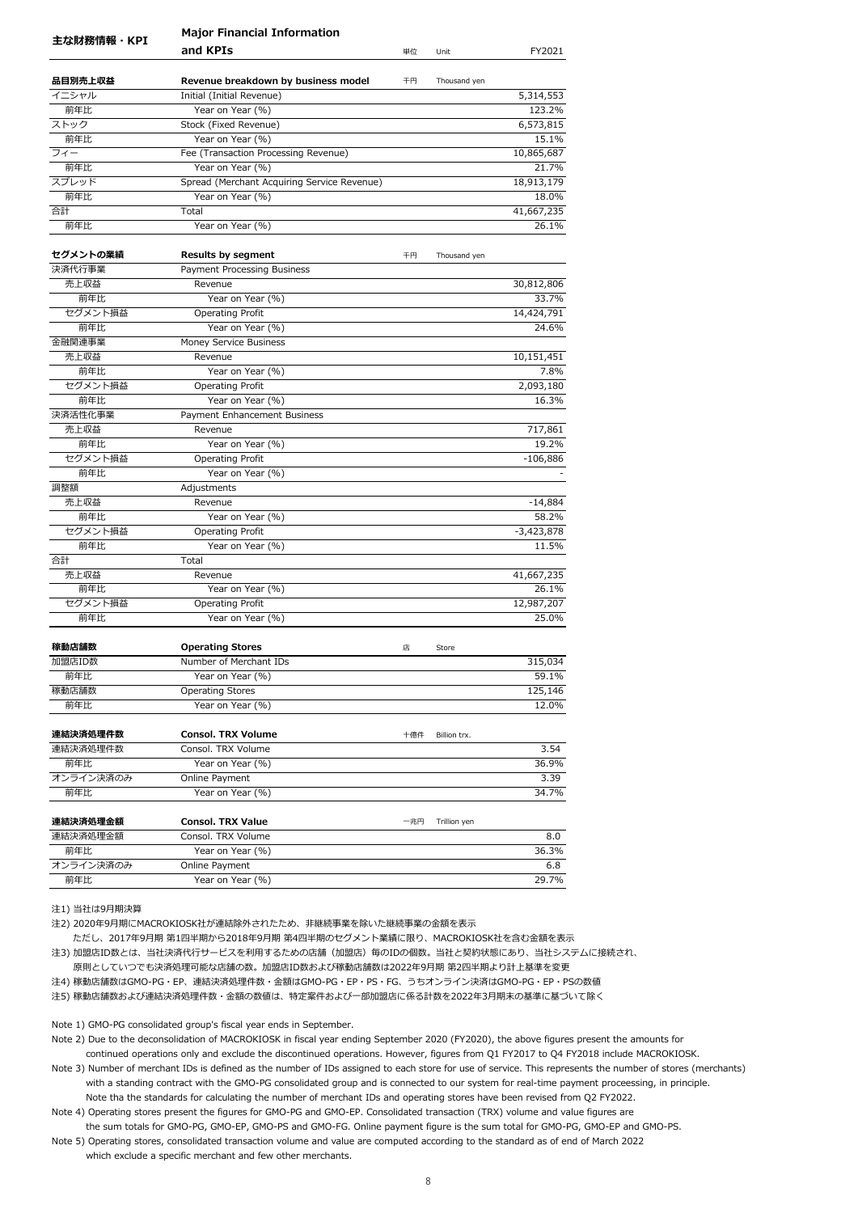| 主な財務情報・KPI | Major Financial Information and KPIs | 単位 | Unit | FY2021 |
|---|---|---|---|---|
| **品目別売上収益** | **Revenue breakdown by business model** | 千円 | Thousand yen | |
| イニシャル | Initial (Initial Revenue) | | | 5,314,553 |
| 前年比 | Year on Year (%) | | | 123.2% |
| ストック | Stock (Fixed Revenue) | | | 6,573,815 |
| 前年比 | Year on Year (%) | | | 15.1% |
| フィー | Fee (Transaction Processing Revenue) | | | 10,865,687 |
| 前年比 | Year on Year (%) | | | 21.7% |
| スプレッド | Spread (Merchant Acquiring Service Revenue) | | | 18,913,179 |
| 前年比 | Year on Year (%) | | | 18.0% |
| 合計 | Total | | | 41,667,235 |
| 前年比 | Year on Year (%) | | | 26.1% |
| **セグメントの業績** | **Results by segment** | 千円 | Thousand yen | |
| 決済代行事業 | Payment Processing Business | | | |
| 売上収益 | Revenue | | | 30,812,806 |
| 前年比 | Year on Year (%) | | | 33.7% |
| セグメント損益 | Operating Profit | | | 14,424,791 |
| 前年比 | Year on Year (%) | | | 24.6% |
| 金融関連事業 | Money Service Business | | | |
| 売上収益 | Revenue | | | 10,151,451 |
| 前年比 | Year on Year (%) | | | 7.8% |
| セグメント損益 | Operating Profit | | | 2,093,180 |
| 前年比 | Year on Year (%) | | | 16.3% |
| 決済活性化事業 | Payment Enhancement Business | | | |
| 売上収益 | Revenue | | | 717,861 |
| 前年比 | Year on Year (%) | | | 19.2% |
| セグメント損益 | Operating Profit | | | -106,886 |
| 前年比 | Year on Year (%) | | | - |
| 調整額 | Adjustments | | | |
| 売上収益 | Revenue | | | -14,884 |
| 前年比 | Year on Year (%) | | | 58.2% |
| セグメント損益 | Operating Profit | | | -3,423,878 |
| 前年比 | Year on Year (%) | | | 11.5% |
| 合計 | Total | | | |
| 売上収益 | Revenue | | | 41,667,235 |
| 前年比 | Year on Year (%) | | | 26.1% |
| セグメント損益 | Operating Profit | | | 12,987,207 |
| 前年比 | Year on Year (%) | | | 25.0% |
| **稼動店舗数** | **Operating Stores** | 店 | Store | |
| 加盟店ID数 | Number of Merchant IDs | | | 315,034 |
| 前年比 | Year on Year (%) | | | 59.1% |
| 稼動店舗数 | Operating Stores | | | 125,146 |
| 前年比 | Year on Year (%) | | | 12.0% |
| **連結決済処理件数** | **Consol. TRX Volume** | 十億件 | Billion trx. | |
| 連結決済処理件数 | Consol. TRX Volume | | | 3.54 |
| 前年比 | Year on Year (%) | | | 36.9% |
| オンライン決済のみ | Online Payment | | | 3.39 |
| 前年比 | Year on Year (%) | | | 34.7% |
| **連結決済処理金額** | **Consol. TRX Value** | 一兆円 | Trillion yen | |
| 連結決済処理金額 | Consol. TRX Volume | | | 8.0 |
| 前年比 | Year on Year (%) | | | 36.3% |
| オンライン決済のみ | Online Payment | | | 6.8 |
| 前年比 | Year on Year (%) | | | 29.7% |

注1) 当社は9月期決算

注2) 2020年9月期にMACROKIOSK社が連結除外されたため、非継続事業を除いた継続事業の金額を表示
　　ただし、2017年9月期 第1四半期から2018年9月期 第4四半期のセグメント業績に限り、MACROKIOSK社を含む金額を表示

注3) 加盟店ID数とは、当社決済代行サービスを利用するための店舗（加盟店）毎のIDの個数。当社と契約状態にあり、当社システムに接続され、
　　原則としていつでも決済処理可能な店舗の数。加盟店ID数および稼動店舗数は2022年9月期 第2四半期より計上基準を変更

注4) 稼動店舗数はGMO-PG・EP、連結決済処理件数・金額はGMO-PG・EP・PS・FG、うちオンライン決済はGMO-PG・EP・PSの数値

注5) 稼動店舗数および連結決済処理件数・金額の数値は、特定案件および一部加盟店に係る計数を2022年3月期末の基準に基づいて除く

Note 1) GMO-PG consolidated group's fiscal year ends in September.

Note 2) Due to the deconsolidation of MACROKIOSK in fiscal year ending September 2020 (FY2020), the above figures present the amounts for continued operations only and exclude the discontinued operations. However, figures from Q1 FY2017 to Q4 FY2018 include MACROKIOSK.

Note 3) Number of merchant IDs is defined as the number of IDs assigned to each store for use of service. This represents the number of stores (merchants) with a standing contract with the GMO-PG consolidated group and is connected to our system for real-time payment proceessing, in principle. Note tha the standards for calculating the number of merchant IDs and operating stores have been revised from Q2 FY2022.

Note 4) Operating stores present the figures for GMO-PG and GMO-EP. Consolidated transaction (TRX) volume and value figures are the sum totals for GMO-PG, GMO-EP, GMO-PS and GMO-FG. Online payment figure is the sum total for GMO-PG, GMO-EP and GMO-PS.

Note 5) Operating stores, consolidated transaction volume and value are computed according to the standard as of end of March 2022 which exclude a specific merchant and few other merchants.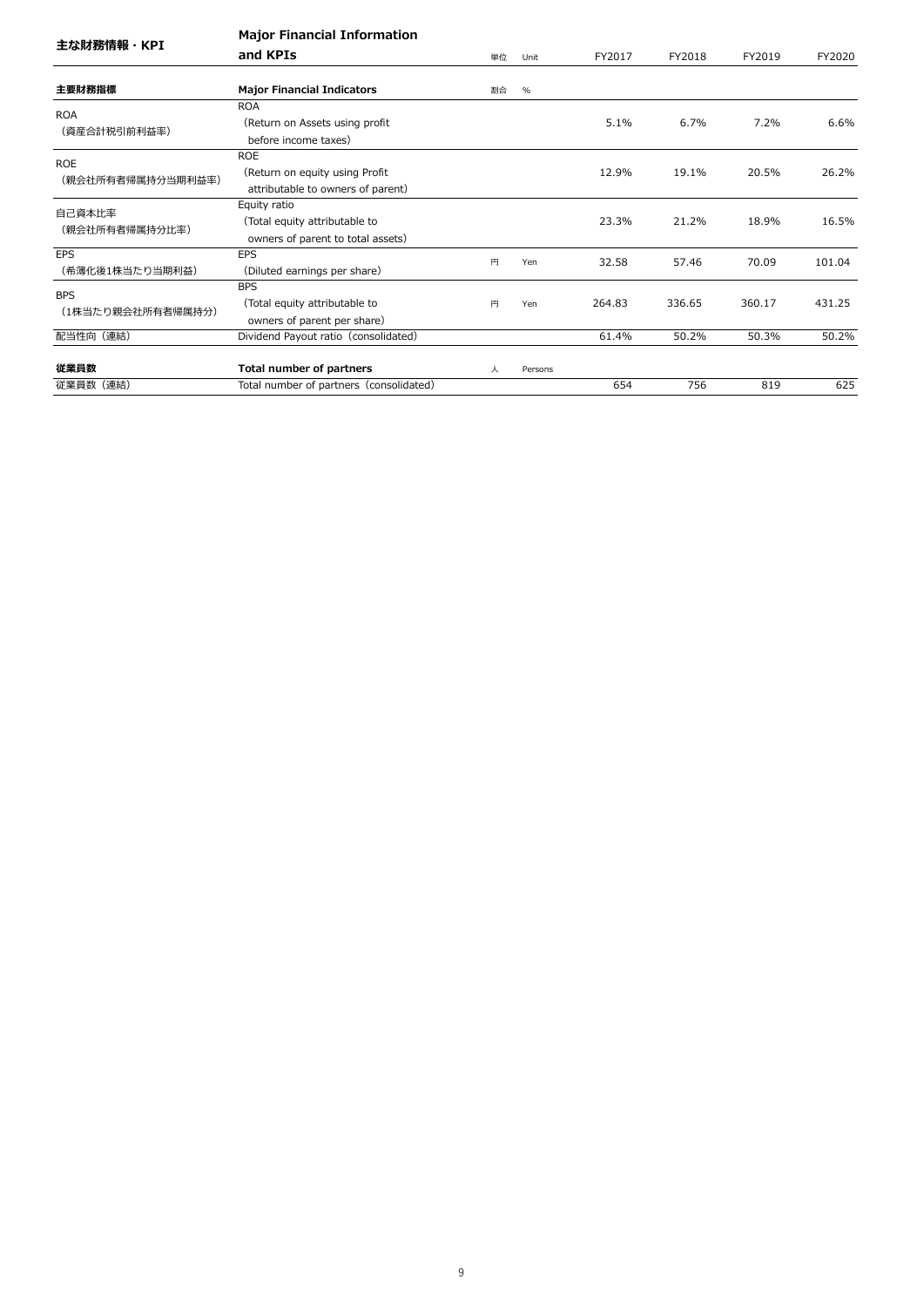| 主な財務情報・KPI | Major Financial Information and KPIs | 単位 | Unit | FY2017 | FY2018 | FY2019 | FY2020 |
|---|---|---|---|---|---|---|---|
| **主要財務指標** | **Major Financial Indicators** | 割合 | % | | | | |
| ROA（資産合計税引前利益率） | ROA (Return on Assets using profit before income taxes) | | | 5.1% | 6.7% | 7.2% | 6.6% |
| ROE（親会社所有者帰属持分当期利益率） | ROE (Return on equity using Profit attributable to owners of parent) | | | 12.9% | 19.1% | 20.5% | 26.2% |
| 自己資本比率（親会社所有者帰属持分比率） | Equity ratio (Total equity attributable to owners of parent to total assets) | | | 23.3% | 21.2% | 18.9% | 16.5% |
| EPS（希薄化後1株当たり当期利益） | EPS (Diluted earnings per share) | 円 | Yen | 32.58 | 57.46 | 70.09 | 101.04 |
| BPS（1株当たり親会社所有者帰属持分） | BPS (Total equity attributable to owners of parent per share) | 円 | Yen | 264.83 | 336.65 | 360.17 | 431.25 |
| 配当性向（連結） | Dividend Payout ratio (consolidated) | | | 61.4% | 50.2% | 50.3% | 50.2% |
| **従業員数** | **Total number of partners** | 人 | Persons | | | | |
| 従業員数（連結） | Total number of partners (consolidated) | | | 654 | 756 | 819 | 625 |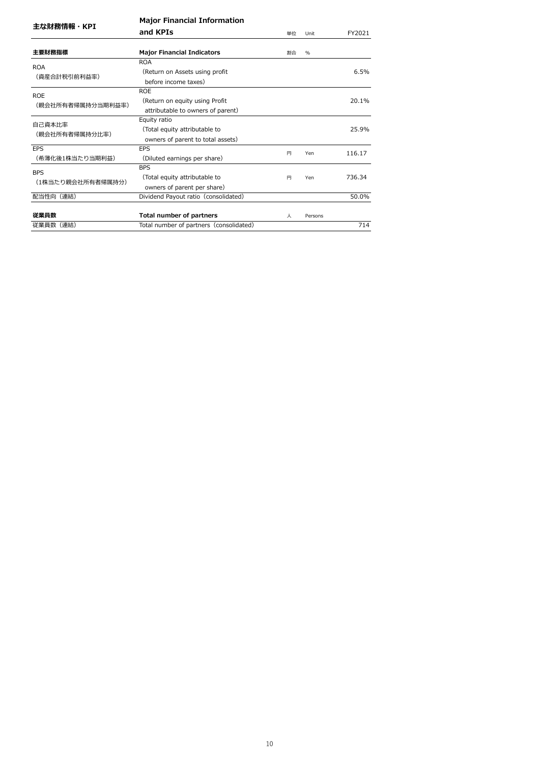| 主な財務情報・KPI | Major Financial Information and KPIs | 単位 | Unit | FY2021 |
|---|---|---|---|---|
| **主要財務指標** | **Major Financial Indicators** | 割合 | % | |
| ROA (資産合計税引前利益率) | ROA (Return on Assets using profit before income taxes) | | | 6.5% |
| ROE (親会社所有者帰属持分当期利益率) | ROE (Return on equity using Profit attributable to owners of parent) | | | 20.1% |
| 自己資本比率 (親会社所有者帰属持分比率) | Equity ratio (Total equity attributable to owners of parent to total assets) | | | 25.9% |
| EPS (希薄化後1株当たり当期利益) | EPS (Diluted earnings per share) | 円 | Yen | 116.17 |
| BPS (1株当たり親会社所有者帰属持分) | BPS (Total equity attributable to owners of parent per share) | 円 | Yen | 736.34 |
| 配当性向（連結） | Dividend Payout ratio（consolidated) | | | 50.0% |
| **従業員数** | **Total number of partners** | 人 | Persons | |
| 従業員数（連結） | Total number of partners（consolidated) | | | 714 |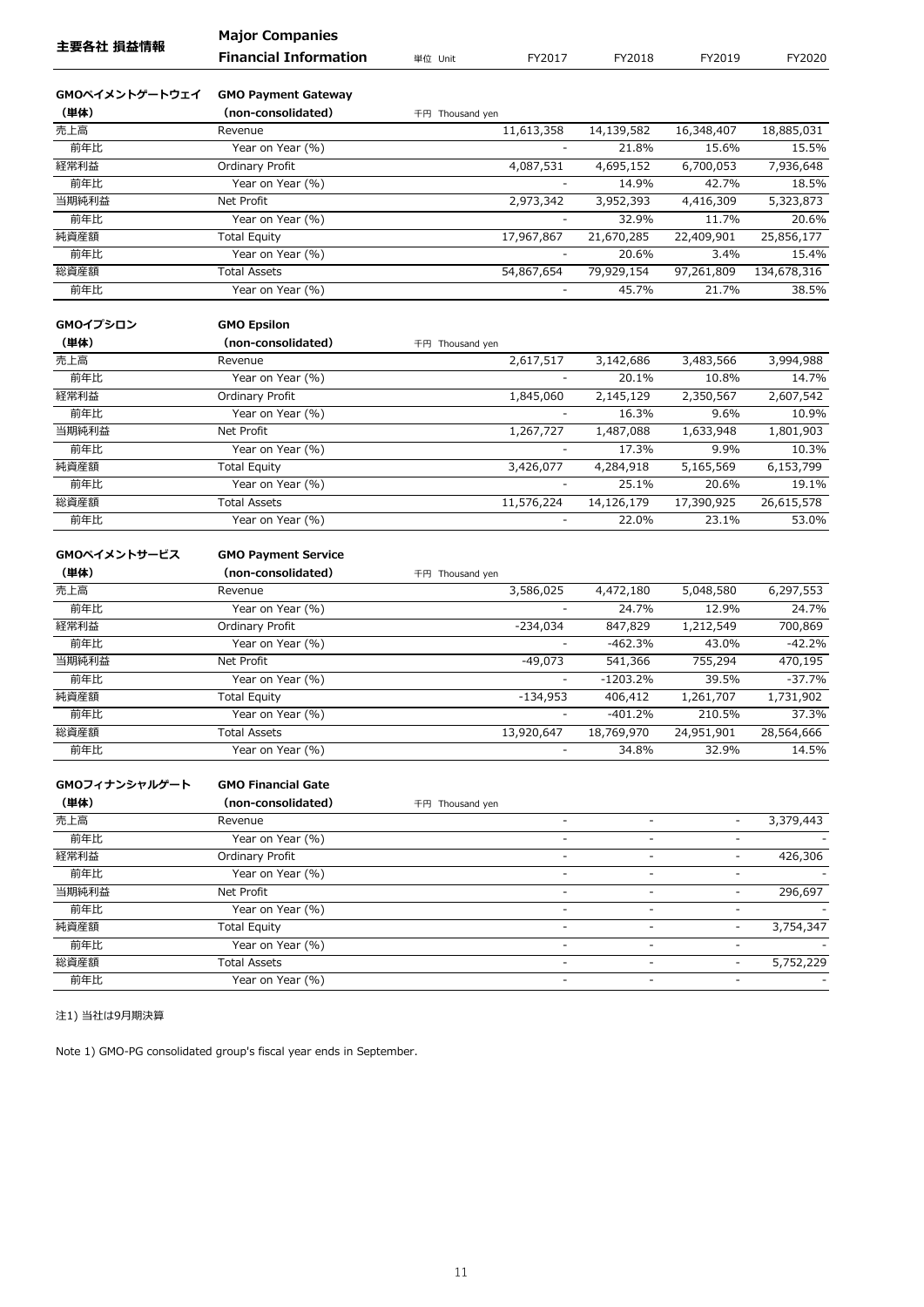## 主要各社 損益情報 Major Companies Financial Information

単位 Unit

### GMOペイメントゲートウェイ（単体） GMO Payment Gateway (non-consolidated)

千円 Thousand yen

| | | FY2017 | FY2018 | FY2019 | FY2020 |
|---|---|---|---|---|---|
| 売上高 | Revenue | 11,613,358 | 14,139,582 | 16,348,407 | 18,885,031 |
| 前年比 | Year on Year (%) | - | 21.8% | 15.6% | 15.5% |
| 経常利益 | Ordinary Profit | 4,087,531 | 4,695,152 | 6,700,053 | 7,936,648 |
| 前年比 | Year on Year (%) | - | 14.9% | 42.7% | 18.5% |
| 当期純利益 | Net Profit | 2,973,342 | 3,952,393 | 4,416,309 | 5,323,873 |
| 前年比 | Year on Year (%) | - | 32.9% | 11.7% | 20.6% |
| 純資産額 | Total Equity | 17,967,867 | 21,670,285 | 22,409,901 | 25,856,177 |
| 前年比 | Year on Year (%) | - | 20.6% | 3.4% | 15.4% |
| 総資産額 | Total Assets | 54,867,654 | 79,929,154 | 97,261,809 | 134,678,316 |
| 前年比 | Year on Year (%) | - | 45.7% | 21.7% | 38.5% |

### GMOイプシロン（単体） GMO Epsilon (non-consolidated)

千円 Thousand yen

| | | FY2017 | FY2018 | FY2019 | FY2020 |
|---|---|---|---|---|---|
| 売上高 | Revenue | 2,617,517 | 3,142,686 | 3,483,566 | 3,994,988 |
| 前年比 | Year on Year (%) | - | 20.1% | 10.8% | 14.7% |
| 経常利益 | Ordinary Profit | 1,845,060 | 2,145,129 | 2,350,567 | 2,607,542 |
| 前年比 | Year on Year (%) | - | 16.3% | 9.6% | 10.9% |
| 当期純利益 | Net Profit | 1,267,727 | 1,487,088 | 1,633,948 | 1,801,903 |
| 前年比 | Year on Year (%) | - | 17.3% | 9.9% | 10.3% |
| 純資産額 | Total Equity | 3,426,077 | 4,284,918 | 5,165,569 | 6,153,799 |
| 前年比 | Year on Year (%) | - | 25.1% | 20.6% | 19.1% |
| 総資産額 | Total Assets | 11,576,224 | 14,126,179 | 17,390,925 | 26,615,578 |
| 前年比 | Year on Year (%) | - | 22.0% | 23.1% | 53.0% |

### GMOペイメントサービス（単体） GMO Payment Service (non-consolidated)

千円 Thousand yen

| | | FY2017 | FY2018 | FY2019 | FY2020 |
|---|---|---|---|---|---|
| 売上高 | Revenue | 3,586,025 | 4,472,180 | 5,048,580 | 6,297,553 |
| 前年比 | Year on Year (%) | - | 24.7% | 12.9% | 24.7% |
| 経常利益 | Ordinary Profit | -234,034 | 847,829 | 1,212,549 | 700,869 |
| 前年比 | Year on Year (%) | - | -462.3% | 43.0% | -42.2% |
| 当期純利益 | Net Profit | -49,073 | 541,366 | 755,294 | 470,195 |
| 前年比 | Year on Year (%) | - | -1203.2% | 39.5% | -37.7% |
| 純資産額 | Total Equity | -134,953 | 406,412 | 1,261,707 | 1,731,902 |
| 前年比 | Year on Year (%) | - | -401.2% | 210.5% | 37.3% |
| 総資産額 | Total Assets | 13,920,647 | 18,769,970 | 24,951,901 | 28,564,666 |
| 前年比 | Year on Year (%) | - | 34.8% | 32.9% | 14.5% |

### GMOフィナンシャルゲート（単体） GMO Financial Gate (non-consolidated)

千円 Thousand yen

| | | FY2017 | FY2018 | FY2019 | FY2020 |
|---|---|---|---|---|---|
| 売上高 | Revenue | - | - | - | 3,379,443 |
| 前年比 | Year on Year (%) | - | - | - | - |
| 経常利益 | Ordinary Profit | - | - | - | 426,306 |
| 前年比 | Year on Year (%) | - | - | - | - |
| 当期純利益 | Net Profit | - | - | - | 296,697 |
| 前年比 | Year on Year (%) | - | - | - | - |
| 純資産額 | Total Equity | - | - | - | 3,754,347 |
| 前年比 | Year on Year (%) | - | - | - | - |
| 総資産額 | Total Assets | - | - | - | 5,752,229 |
| 前年比 | Year on Year (%) | - | - | - | - |

注1) 当社は9月期決算

Note 1) GMO-PG consolidated group's fiscal year ends in September.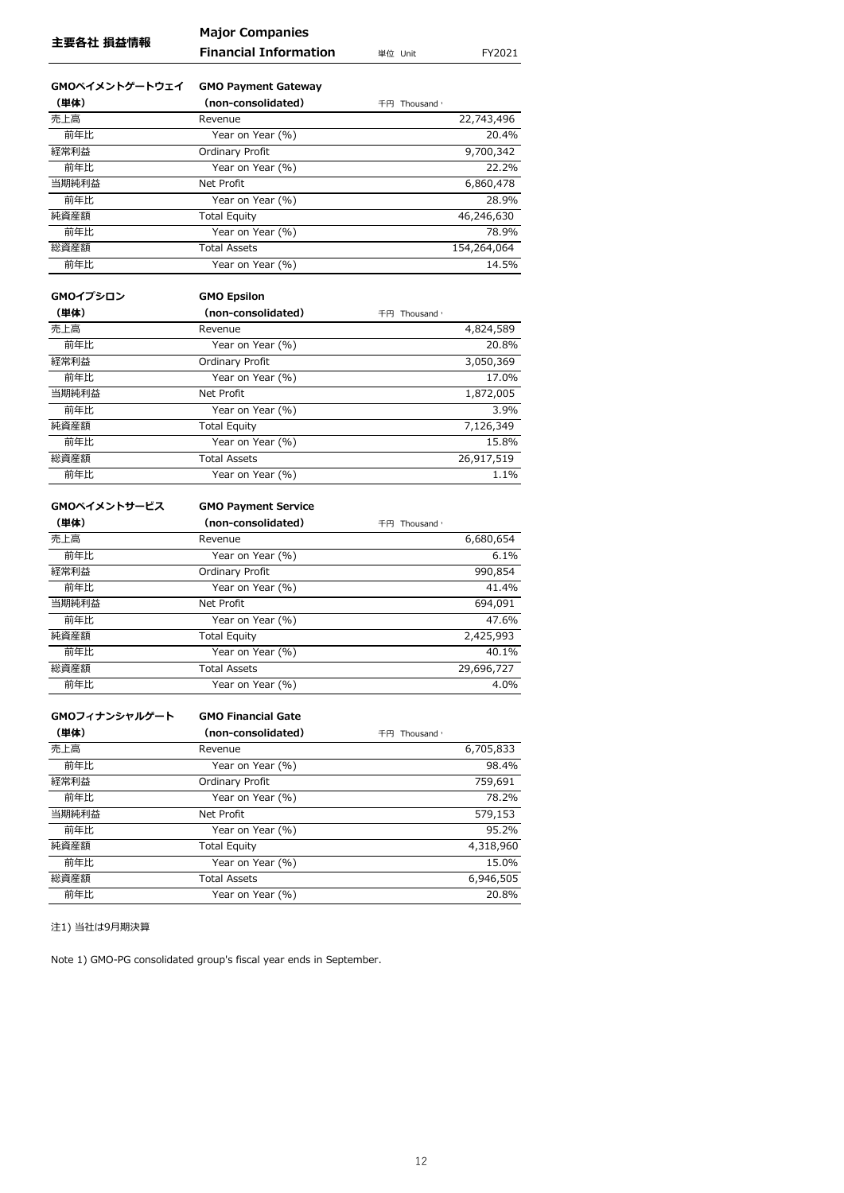# 主要各社 損益情報 Major Companies Financial Information

単位 Unit FY2021

## GMOペイメントゲートウェイ（単体） GMO Payment Gateway (non-consolidated)

| | | 千円 Thousand ¥ |
|---|---|---|
| 売上高 | Revenue | 22,743,496 |
| 前年比 | Year on Year (%) | 20.4% |
| 経常利益 | Ordinary Profit | 9,700,342 |
| 前年比 | Year on Year (%) | 22.2% |
| 当期純利益 | Net Profit | 6,860,478 |
| 前年比 | Year on Year (%) | 28.9% |
| 純資産額 | Total Equity | 46,246,630 |
| 前年比 | Year on Year (%) | 78.9% |
| 総資産額 | Total Assets | 154,264,064 |
| 前年比 | Year on Year (%) | 14.5% |

## GMOイプシロン（単体） GMO Epsilon (non-consolidated)

| | | 千円 Thousand ¥ |
|---|---|---|
| 売上高 | Revenue | 4,824,589 |
| 前年比 | Year on Year (%) | 20.8% |
| 経常利益 | Ordinary Profit | 3,050,369 |
| 前年比 | Year on Year (%) | 17.0% |
| 当期純利益 | Net Profit | 1,872,005 |
| 前年比 | Year on Year (%) | 3.9% |
| 純資産額 | Total Equity | 7,126,349 |
| 前年比 | Year on Year (%) | 15.8% |
| 総資産額 | Total Assets | 26,917,519 |
| 前年比 | Year on Year (%) | 1.1% |

## GMOペイメントサービス（単体） GMO Payment Service (non-consolidated)

| | | 千円 Thousand ¥ |
|---|---|---|
| 売上高 | Revenue | 6,680,654 |
| 前年比 | Year on Year (%) | 6.1% |
| 経常利益 | Ordinary Profit | 990,854 |
| 前年比 | Year on Year (%) | 41.4% |
| 当期純利益 | Net Profit | 694,091 |
| 前年比 | Year on Year (%) | 47.6% |
| 純資産額 | Total Equity | 2,425,993 |
| 前年比 | Year on Year (%) | 40.1% |
| 総資産額 | Total Assets | 29,696,727 |
| 前年比 | Year on Year (%) | 4.0% |

## GMOフィナンシャルゲート（単体） GMO Financial Gate (non-consolidated)

| | | 千円 Thousand ¥ |
|---|---|---|
| 売上高 | Revenue | 6,705,833 |
| 前年比 | Year on Year (%) | 98.4% |
| 経常利益 | Ordinary Profit | 759,691 |
| 前年比 | Year on Year (%) | 78.2% |
| 当期純利益 | Net Profit | 579,153 |
| 前年比 | Year on Year (%) | 95.2% |
| 純資産額 | Total Equity | 4,318,960 |
| 前年比 | Year on Year (%) | 15.0% |
| 総資産額 | Total Assets | 6,946,505 |
| 前年比 | Year on Year (%) | 20.8% |

注1) 当社は9月期決算

Note 1) GMO-PG consolidated group's fiscal year ends in September.